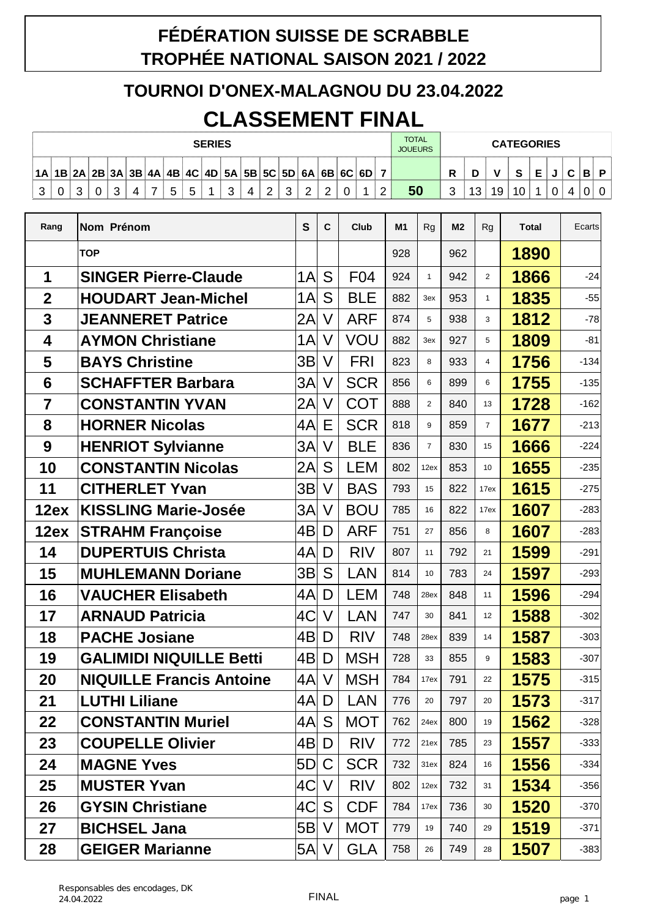# FÉDÉRATION SUISSE DE SCRABBLE
## TROPHÉE NATIONAL SAISON 2021 / 2022

### TOURNOI D'ONEX-MALAGNOU DU 23.04.2022

# CLASSEMENT FINAL

| SERIES | | | | | | | | | | | | | | | | | | | TOTAL JOUEURS | CATEGORIES | | | | | | | | |
|---|---|---|---|---|---|---|---|---|---|---|---|---|---|---|---|---|---|---|---|---|---|---|---|---|---|---|---|---|
| 1A | 1B | 2A | 2B | 3A | 3B | 4A | 4B | 4C | 4D | 5A | 5B | 5C | 5D | 6A | 6B | 6C | 6D | 7 | | R | D | V | S | E | J | C | B | P |
| 3 | 0 | 3 | 0 | 3 | 4 | 7 | 5 | 5 | 1 | 3 | 4 | 2 | 3 | 2 | 2 | 0 | 1 | 2 | 50 | 3 | 13 | 19 | 10 | 1 | 0 | 4 | 0 | 0 |

| Rang | Nom Prénom | S | C | Club | M1 | Rg | M2 | Rg | Total | Ecarts |
|---|---|---|---|---|---|---|---|---|---|---|
| | TOP | | | | 928 | | 962 | | 1890 | |
| 1 | SINGER Pierre-Claude | 1A | S | F04 | 924 | 1 | 942 | 2 | 1866 | -24 |
| 2 | HOUDART Jean-Michel | 1A | S | BLE | 882 | 3ex | 953 | 1 | 1835 | -55 |
| 3 | JEANNERET Patrice | 2A | V | ARF | 874 | 5 | 938 | 3 | 1812 | -78 |
| 4 | AYMON Christiane | 1A | V | VOU | 882 | 3ex | 927 | 5 | 1809 | -81 |
| 5 | BAYS Christine | 3B | V | FRI | 823 | 8 | 933 | 4 | 1756 | -134 |
| 6 | SCHAFFTER Barbara | 3A | V | SCR | 856 | 6 | 899 | 6 | 1755 | -135 |
| 7 | CONSTANTIN YVAN | 2A | V | COT | 888 | 2 | 840 | 13 | 1728 | -162 |
| 8 | HORNER Nicolas | 4A | E | SCR | 818 | 9 | 859 | 7 | 1677 | -213 |
| 9 | HENRIOT Sylvianne | 3A | V | BLE | 836 | 7 | 830 | 15 | 1666 | -224 |
| 10 | CONSTANTIN Nicolas | 2A | S | LEM | 802 | 12ex | 853 | 10 | 1655 | -235 |
| 11 | CITHERLET Yvan | 3B | V | BAS | 793 | 15 | 822 | 17ex | 1615 | -275 |
| 12ex | KISSLING Marie-Josée | 3A | V | BOU | 785 | 16 | 822 | 17ex | 1607 | -283 |
| 12ex | STRAHM Françoise | 4B | D | ARF | 751 | 27 | 856 | 8 | 1607 | -283 |
| 14 | DUPERTUIS Christa | 4A | D | RIV | 807 | 11 | 792 | 21 | 1599 | -291 |
| 15 | MUHLEMANN Doriane | 3B | S | LAN | 814 | 10 | 783 | 24 | 1597 | -293 |
| 16 | VAUCHER Elisabeth | 4A | D | LEM | 748 | 28ex | 848 | 11 | 1596 | -294 |
| 17 | ARNAUD Patricia | 4C | V | LAN | 747 | 30 | 841 | 12 | 1588 | -302 |
| 18 | PACHE Josiane | 4B | D | RIV | 748 | 28ex | 839 | 14 | 1587 | -303 |
| 19 | GALIMIDI NIQUILLE Betti | 4B | D | MSH | 728 | 33 | 855 | 9 | 1583 | -307 |
| 20 | NIQUILLE Francis Antoine | 4A | V | MSH | 784 | 17ex | 791 | 22 | 1575 | -315 |
| 21 | LUTHI Liliane | 4A | D | LAN | 776 | 20 | 797 | 20 | 1573 | -317 |
| 22 | CONSTANTIN Muriel | 4A | S | MOT | 762 | 24ex | 800 | 19 | 1562 | -328 |
| 23 | COUPELLE Olivier | 4B | D | RIV | 772 | 21ex | 785 | 23 | 1557 | -333 |
| 24 | MAGNE Yves | 5D | C | SCR | 732 | 31ex | 824 | 16 | 1556 | -334 |
| 25 | MUSTER Yvan | 4C | V | RIV | 802 | 12ex | 732 | 31 | 1534 | -356 |
| 26 | GYSIN Christiane | 4C | S | CDF | 784 | 17ex | 736 | 30 | 1520 | -370 |
| 27 | BICHSEL Jana | 5B | V | MOT | 779 | 19 | 740 | 29 | 1519 | -371 |
| 28 | GEIGER Marianne | 5A | V | GLA | 758 | 26 | 749 | 28 | 1507 | -383 |

Responsables des encodages, DK
24.04.2022

FINAL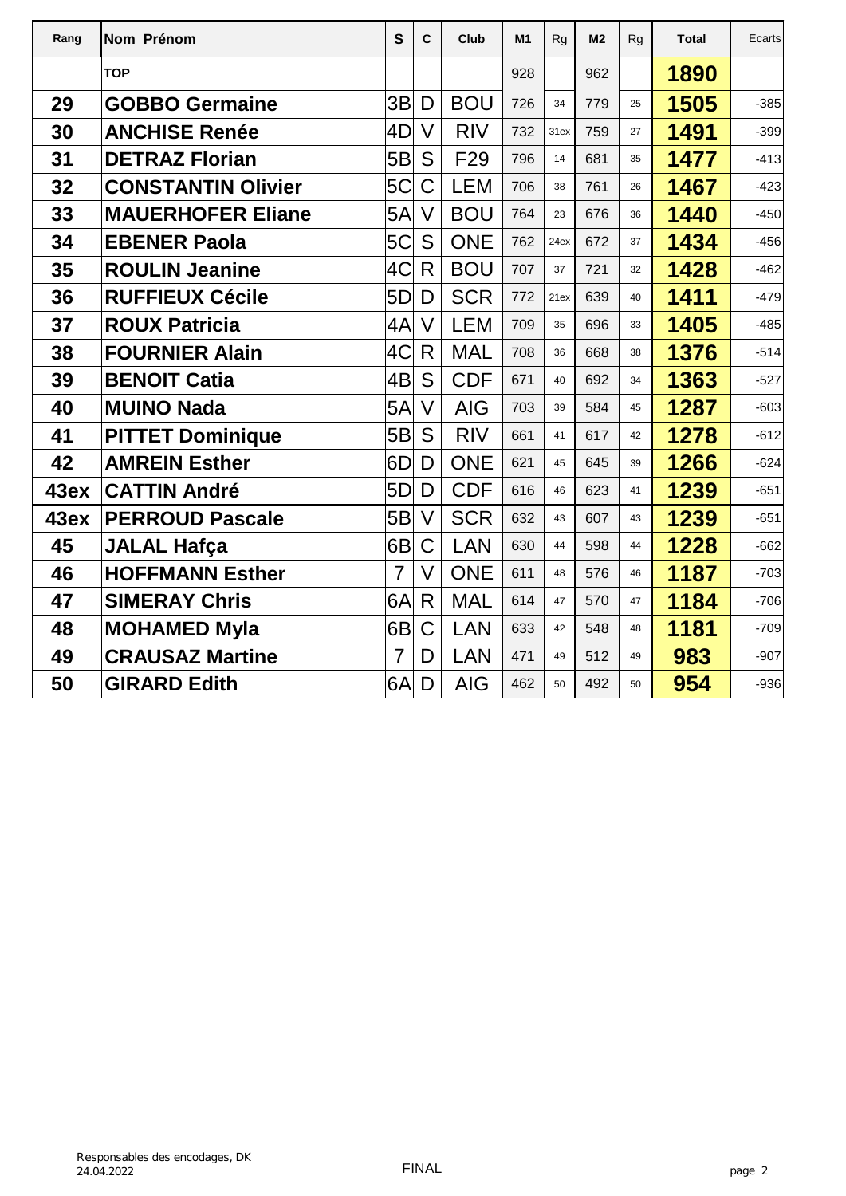| Rang | Nom Prénom | S | C | Club | M1 | Rg | M2 | Rg | Total | Ecarts |
|---|---|---|---|---|---|---|---|---|---|---|
| | **TOP** | | | | 928 | | 962 | | **1890** | |
| **29** | **GOBBO Germaine** | 3B | D | BOU | 726 | 34 | 779 | 25 | **1505** | -385 |
| **30** | **ANCHISE Renée** | 4D | V | RIV | 732 | 31ex | 759 | 27 | **1491** | -399 |
| **31** | **DETRAZ Florian** | 5B | S | F29 | 796 | 14 | 681 | 35 | **1477** | -413 |
| **32** | **CONSTANTIN Olivier** | 5C | C | LEM | 706 | 38 | 761 | 26 | **1467** | -423 |
| **33** | **MAUERHOFER Eliane** | 5A | V | BOU | 764 | 23 | 676 | 36 | **1440** | -450 |
| **34** | **EBENER Paola** | 5C | S | ONE | 762 | 24ex | 672 | 37 | **1434** | -456 |
| **35** | **ROULIN Jeanine** | 4C | R | BOU | 707 | 37 | 721 | 32 | **1428** | -462 |
| **36** | **RUFFIEUX Cécile** | 5D | D | SCR | 772 | 21ex | 639 | 40 | **1411** | -479 |
| **37** | **ROUX Patricia** | 4A | V | LEM | 709 | 35 | 696 | 33 | **1405** | -485 |
| **38** | **FOURNIER Alain** | 4C | R | MAL | 708 | 36 | 668 | 38 | **1376** | -514 |
| **39** | **BENOIT Catia** | 4B | S | CDF | 671 | 40 | 692 | 34 | **1363** | -527 |
| **40** | **MUINO Nada** | 5A | V | AIG | 703 | 39 | 584 | 45 | **1287** | -603 |
| **41** | **PITTET Dominique** | 5B | S | RIV | 661 | 41 | 617 | 42 | **1278** | -612 |
| **42** | **AMREIN Esther** | 6D | D | ONE | 621 | 45 | 645 | 39 | **1266** | -624 |
| **43ex** | **CATTIN André** | 5D | D | CDF | 616 | 46 | 623 | 41 | **1239** | -651 |
| **43ex** | **PERROUD Pascale** | 5B | V | SCR | 632 | 43 | 607 | 43 | **1239** | -651 |
| **45** | **JALAL Hafça** | 6B | C | LAN | 630 | 44 | 598 | 44 | **1228** | -662 |
| **46** | **HOFFMANN Esther** | 7 | V | ONE | 611 | 48 | 576 | 46 | **1187** | -703 |
| **47** | **SIMERAY Chris** | 6A | R | MAL | 614 | 47 | 570 | 47 | **1184** | -706 |
| **48** | **MOHAMED Myla** | 6B | C | LAN | 633 | 42 | 548 | 48 | **1181** | -709 |
| **49** | **CRAUSAZ Martine** | 7 | D | LAN | 471 | 49 | 512 | 49 | **983** | -907 |
| **50** | **GIRARD Edith** | 6A | D | AIG | 462 | 50 | 492 | 50 | **954** | -936 |

Responsables des encodages, DK
24.04.2022

FINAL